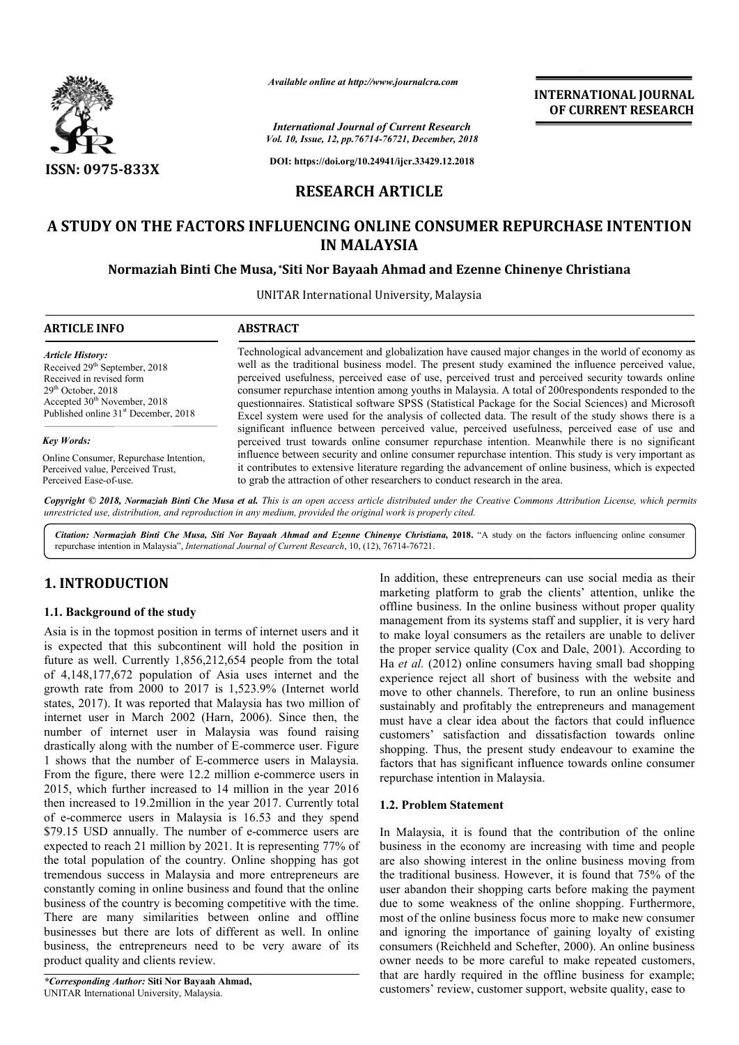*Available online at http://www.journalcra.com*

**INTERNATIONAL JOURNAL OF CURRENT RESEARCH**

*International Journal of Current Research*
*Vol. 10, Issue, 12, pp.76714-76721, December, 2018*

**DOI: https://doi.org/10.24941/ijcr.33429.12.2018**

**ISSN: 0975-833X**

**RESEARCH ARTICLE**

# A STUDY ON THE FACTORS INFLUENCING ONLINE CONSUMER REPURCHASE INTENTION IN MALAYSIA

**Normaziah Binti Che Musa, \*Siti Nor Bayaah Ahmad and Ezenne Chinenye Christiana**

UNITAR International University, Malaysia

**ARTICLE INFO**

*Article History:*
Received 29th September, 2018
Received in revised form
29th October, 2018
Accepted 30th November, 2018
Published online 31st December, 2018

*Key Words:*
Online Consumer, Repurchase Intention, Perceived value, Perceived Trust, Perceived Ease-of-use.

**ABSTRACT**

Technological advancement and globalization have caused major changes in the world of economy as well as the traditional business model. The present study examined the influence perceived value, perceived usefulness, perceived ease of use, perceived trust and perceived security towards online consumer repurchase intention among youths in Malaysia. A total of 200respondents responded to the questionnaires. Statistical software SPSS (Statistical Package for the Social Sciences) and Microsoft Excel system were used for the analysis of collected data. The result of the study shows there is a significant influence between perceived value, perceived usefulness, perceived ease of use and perceived trust towards online consumer repurchase intention. Meanwhile there is no significant influence between security and online consumer repurchase intention. This study is very important as it contributes to extensive literature regarding the advancement of online business, which is expected to grab the attraction of other researchers to conduct research in the area.

**Copyright © 2018, Normaziah Binti Che Musa et al.** *This is an open access article distributed under the Creative Commons Attribution License, which permits unrestricted use, distribution, and reproduction in any medium, provided the original work is properly cited.*

***Citation: Normaziah Binti Che Musa, Siti Nor Bayaah Ahmad and Ezenne Chinenye Christiana,* 2018.** "A study on the factors influencing online consumer repurchase intention in Malaysia", *International Journal of Current Research*, 10, (12), 76714-76721.

## 1. INTRODUCTION

### 1.1. Background of the study

Asia is in the topmost position in terms of internet users and it is expected that this subcontinent will hold the position in future as well. Currently 1,856,212,654 people from the total of 4,148,177,672 population of Asia uses internet and the growth rate from 2000 to 2017 is 1,523.9% (Internet world states, 2017). It was reported that Malaysia has two million of internet user in March 2002 (Harn, 2006). Since then, the number of internet user in Malaysia was found raising drastically along with the number of E-commerce user. Figure 1 shows that the number of E-commerce users in Malaysia. From the figure, there were 12.2 million e-commerce users in 2015, which further increased to 14 million in the year 2016 then increased to 19.2million in the year 2017. Currently total of e-commerce users in Malaysia is 16.53 and they spend $79.15 USD annually. The number of e-commerce users are expected to reach 21 million by 2021. It is representing 77% of the total population of the country. Online shopping has got tremendous success in Malaysia and more entrepreneurs are constantly coming in online business and found that the online business of the country is becoming competitive with the time. There are many similarities between online and offline businesses but there are lots of different as well. In online business, the entrepreneurs need to be very aware of its product quality and clients review.

In addition, these entrepreneurs can use social media as their marketing platform to grab the clients' attention, unlike the offline business. In the online business without proper quality management from its systems staff and supplier, it is very hard to make loyal consumers as the retailers are unable to deliver the proper service quality (Cox and Dale, 2001). According to Ha *et al.* (2012) online consumers having small bad shopping experience reject all short of business with the website and move to other channels. Therefore, to run an online business sustainably and profitably the entrepreneurs and management must have a clear idea about the factors that could influence customers' satisfaction and dissatisfaction towards online shopping. Thus, the present study endeavour to examine the factors that has significant influence towards online consumer repurchase intention in Malaysia.

### 1.2. Problem Statement

In Malaysia, it is found that the contribution of the online business in the economy are increasing with time and people are also showing interest in the online business moving from the traditional business. However, it is found that 75% of the user abandon their shopping carts before making the payment due to some weakness of the online shopping. Furthermore, most of the online business focus more to make new consumer and ignoring the importance of gaining loyalty of existing consumers (Reichheld and Schefter, 2000). An online business owner needs to be more careful to make repeated customers, that are hardly required in the offline business for example; customers' review, customer support, website quality, ease to

\*Corresponding Author: Siti Nor Bayaah Ahmad,
UNITAR International University, Malaysia.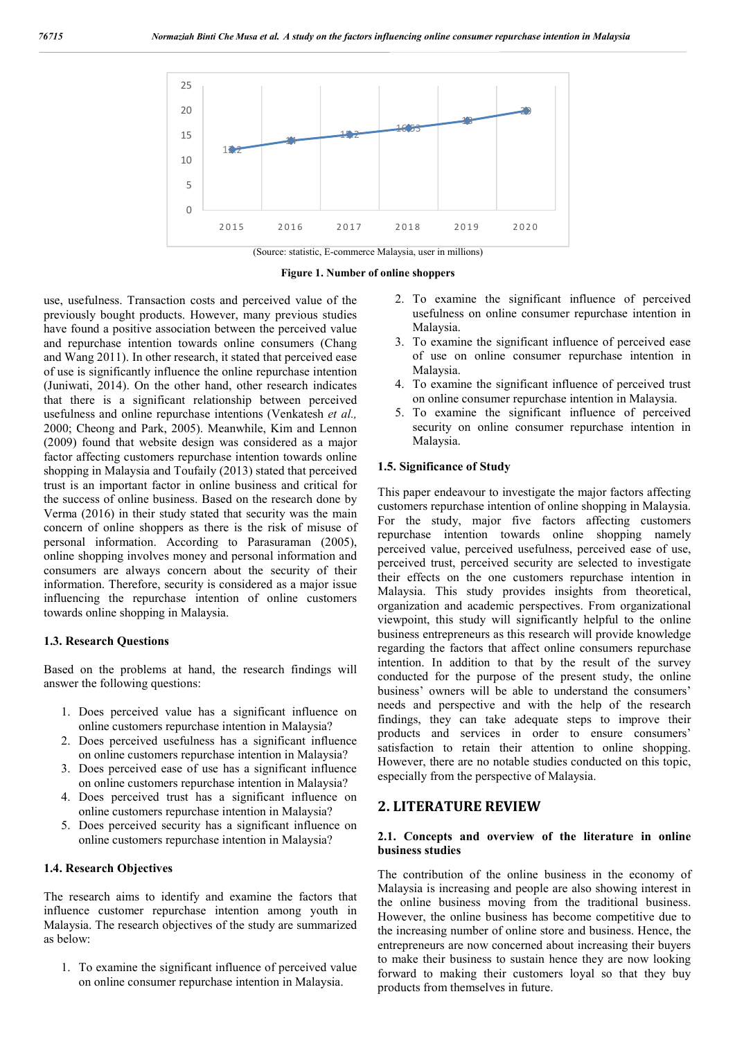(Source: statistic, E-commerce Malaysia, user in millions)

**Figure 1. Number of online shoppers**

use, usefulness. Transaction costs and perceived value of the previously bought products. However, many previous studies have found a positive association between the perceived value and repurchase intention towards online consumers (Chang and Wang 2011). In other research, it stated that perceived ease of use is significantly influence the online repurchase intention (Juniwati, 2014). On the other hand, other research indicates that there is a significant relationship between perceived usefulness and online repurchase intentions (Venkatesh *et al.,* 2000; Cheong and Park, 2005). Meanwhile, Kim and Lennon (2009) found that website design was considered as a major factor affecting customers repurchase intention towards online shopping in Malaysia and Toufaily (2013) stated that perceived trust is an important factor in online business and critical for the success of online business. Based on the research done by Verma (2016) in their study stated that security was the main concern of online shoppers as there is the risk of misuse of personal information. According to Parasuraman (2005), online shopping involves money and personal information and consumers are always concern about the security of their information. Therefore, security is considered as a major issue influencing the repurchase intention of online customers towards online shopping in Malaysia.

### 1.3. Research Questions

Based on the problems at hand, the research findings will answer the following questions:

1. Does perceived value has a significant influence on online customers repurchase intention in Malaysia?
2. Does perceived usefulness has a significant influence on online customers repurchase intention in Malaysia?
3. Does perceived ease of use has a significant influence on online customers repurchase intention in Malaysia?
4. Does perceived trust has a significant influence on online customers repurchase intention in Malaysia?
5. Does perceived security has a significant influence on online customers repurchase intention in Malaysia?

### 1.4. Research Objectives

The research aims to identify and examine the factors that influence customer repurchase intention among youth in Malaysia. The research objectives of the study are summarized as below:

1. To examine the significant influence of perceived value on online consumer repurchase intention in Malaysia.
2. To examine the significant influence of perceived usefulness on online consumer repurchase intention in Malaysia.
3. To examine the significant influence of perceived ease of use on online consumer repurchase intention in Malaysia.
4. To examine the significant influence of perceived trust on online consumer repurchase intention in Malaysia.
5. To examine the significant influence of perceived security on online consumer repurchase intention in Malaysia.

### 1.5. Significance of Study

This paper endeavour to investigate the major factors affecting customers repurchase intention of online shopping in Malaysia. For the study, major five factors affecting customers repurchase intention towards online shopping namely perceived value, perceived usefulness, perceived ease of use, perceived trust, perceived security are selected to investigate their effects on the one customers repurchase intention in Malaysia. This study provides insights from theoretical, organization and academic perspectives. From organizational viewpoint, this study will significantly helpful to the online business entrepreneurs as this research will provide knowledge regarding the factors that affect online consumers repurchase intention. In addition to that by the result of the survey conducted for the purpose of the present study, the online business' owners will be able to understand the consumers' needs and perspective and with the help of the research findings, they can take adequate steps to improve their products and services in order to ensure consumers' satisfaction to retain their attention to online shopping. However, there are no notable studies conducted on this topic, especially from the perspective of Malaysia.

## 2. LITERATURE REVIEW

### 2.1. Concepts and overview of the literature in online business studies

The contribution of the online business in the economy of Malaysia is increasing and people are also showing interest in the online business moving from the traditional business. However, the online business has become competitive due to the increasing number of online store and business. Hence, the entrepreneurs are now concerned about increasing their buyers to make their business to sustain hence they are now looking forward to making their customers loyal so that they buy products from themselves in future.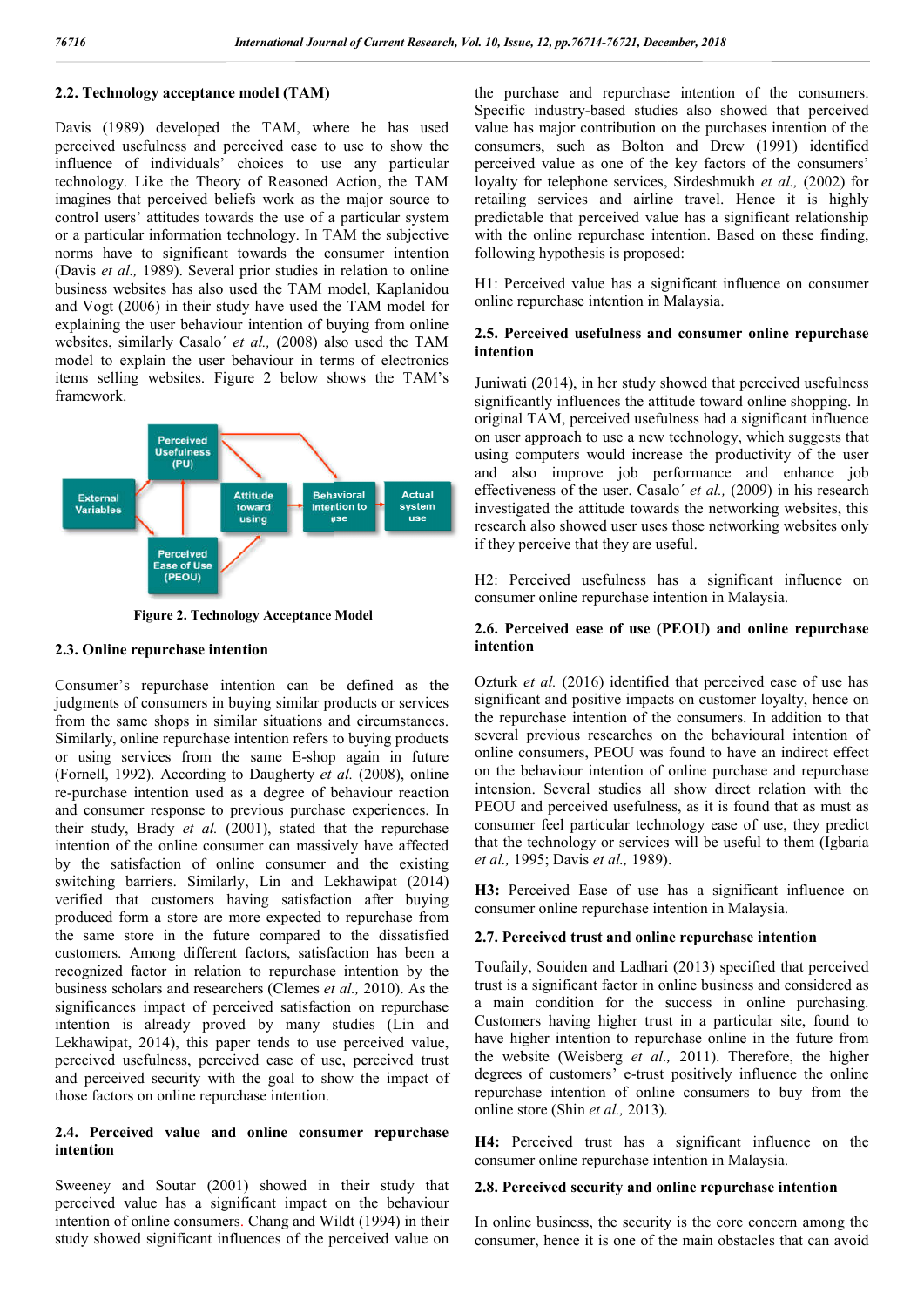### 2.2. Technology acceptance model (TAM)

Davis (1989) developed the TAM, where he has used perceived usefulness and perceived ease to use to show the influence of individuals' choices to use any particular technology. Like the Theory of Reasoned Action, the TAM imagines that perceived beliefs work as the major source to control users' attitudes towards the use of a particular system or a particular information technology. In TAM the subjective norms have to significant towards the consumer intention (Davis *et al.,* 1989). Several prior studies in relation to online business websites has also used the TAM model, Kaplanidou and Vogt (2006) in their study have used the TAM model for explaining the user behaviour intention of buying from online websites, similarly Casalo´ *et al.,* (2008) also used the TAM model to explain the user behaviour in terms of electronics items selling websites. Figure 2 below shows the TAM's framework.

Figure 2. Technology Acceptance Model

### 2.3. Online repurchase intention

Consumer's repurchase intention can be defined as the judgments of consumers in buying similar products or services from the same shops in similar situations and circumstances. Similarly, online repurchase intention refers to buying products or using services from the same E-shop again in future (Fornell, 1992). According to Daugherty *et al.* (2008), online re-purchase intention used as a degree of behaviour reaction and consumer response to previous purchase experiences. In their study, Brady *et al.* (2001), stated that the repurchase intention of the online consumer can massively have affected by the satisfaction of online consumer and the existing switching barriers. Similarly, Lin and Lekhawipat (2014) verified that customers having satisfaction after buying produced form a store are more expected to repurchase from the same store in the future compared to the dissatisfied customers. Among different factors, satisfaction has been a recognized factor in relation to repurchase intention by the business scholars and researchers (Clemes *et al.,* 2010). As the significances impact of perceived satisfaction on repurchase intention is already proved by many studies (Lin and Lekhawipat, 2014), this paper tends to use perceived value, perceived usefulness, perceived ease of use, perceived trust and perceived security with the goal to show the impact of those factors on online repurchase intention.

### 2.4. Perceived value and online consumer repurchase intention

Sweeney and Soutar (2001) showed in their study that perceived value has a significant impact on the behaviour intention of online consumers. Chang and Wildt (1994) in their study showed significant influences of the perceived value on the purchase and repurchase intention of the consumers. Specific industry-based studies also showed that perceived value has major contribution on the purchases intention of the consumers, such as Bolton and Drew (1991) identified perceived value as one of the key factors of the consumers' loyalty for telephone services, Sirdeshmukh *et al.,* (2002) for retailing services and airline travel. Hence it is highly predictable that perceived value has a significant relationship with the online repurchase intention. Based on these finding, following hypothesis is proposed:

H1: Perceived value has a significant influence on consumer online repurchase intention in Malaysia.

### 2.5. Perceived usefulness and consumer online repurchase intention

Juniwati (2014), in her study showed that perceived usefulness significantly influences the attitude toward online shopping. In original TAM, perceived usefulness had a significant influence on user approach to use a new technology, which suggests that using computers would increase the productivity of the user and also improve job performance and enhance job effectiveness of the user. Casalo´ *et al.,* (2009) in his research investigated the attitude towards the networking websites, this research also showed user uses those networking websites only if they perceive that they are useful.

H2: Perceived usefulness has a significant influence on consumer online repurchase intention in Malaysia.

### 2.6. Perceived ease of use (PEOU) and online repurchase intention

Ozturk *et al.* (2016) identified that perceived ease of use has significant and positive impacts on customer loyalty, hence on the repurchase intention of the consumers. In addition to that several previous researches on the behavioural intention of online consumers, PEOU was found to have an indirect effect on the behaviour intention of online purchase and repurchase intension. Several studies all show direct relation with the PEOU and perceived usefulness, as it is found that as must as consumer feel particular technology ease of use, they predict that the technology or services will be useful to them (Igbaria *et al.,* 1995; Davis *et al.,* 1989).

**H3:** Perceived Ease of use has a significant influence on consumer online repurchase intention in Malaysia.

### 2.7. Perceived trust and online repurchase intention

Toufaily, Souiden and Ladhari (2013) specified that perceived trust is a significant factor in online business and considered as a main condition for the success in online purchasing. Customers having higher trust in a particular site, found to have higher intention to repurchase online in the future from the website (Weisberg *et al.,* 2011). Therefore, the higher degrees of customers' e-trust positively influence the online repurchase intention of online consumers to buy from the online store (Shin *et al.,* 2013).

**H4:** Perceived trust has a significant influence on the consumer online repurchase intention in Malaysia.

### 2.8. Perceived security and online repurchase intention

In online business, the security is the core concern among the consumer, hence it is one of the main obstacles that can avoid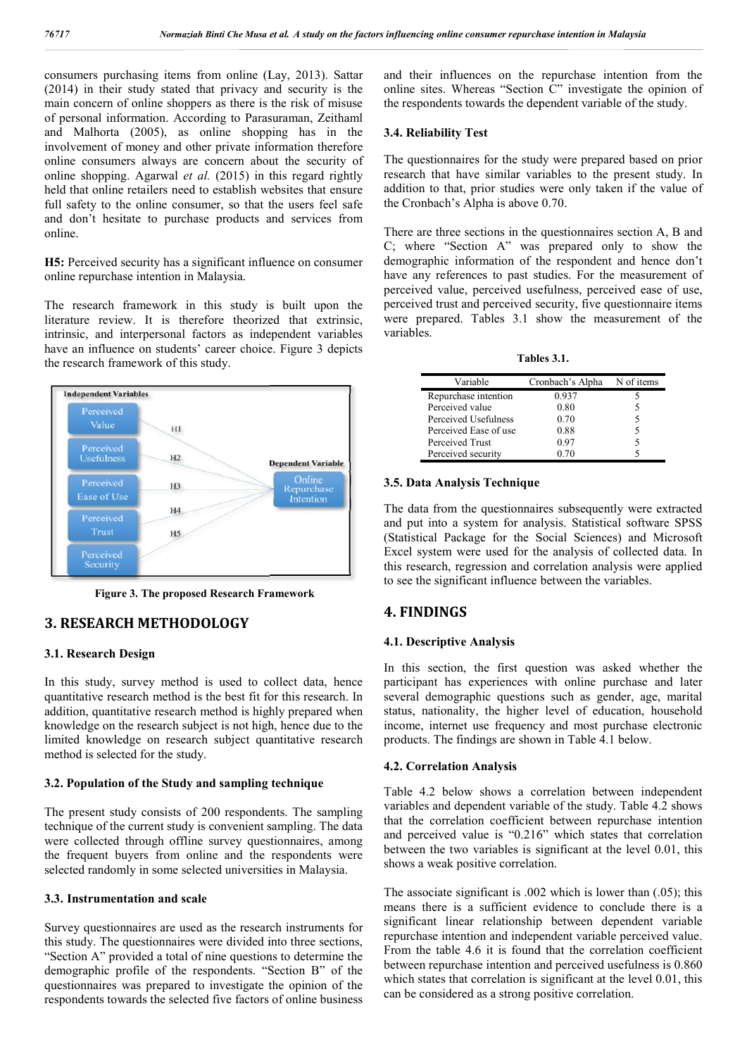consumers purchasing items from online (Lay, 2013). Sattar (2014) in their study stated that privacy and security is the main concern of online shoppers as there is the risk of misuse of personal information. According to Parasuraman, Zeithaml and Malhorta (2005), as online shopping has in the involvement of money and other private information therefore online consumers always are concern about the security of online shopping. Agarwal *et al.* (2015) in this regard rightly held that online retailers need to establish websites that ensure full safety to the online consumer, so that the users feel safe and don't hesitate to purchase products and services from online.

**H5:** Perceived security has a significant influence on consumer online repurchase intention in Malaysia.

The research framework in this study is built upon the literature review. It is therefore theorized that extrinsic, intrinsic, and interpersonal factors as independent variables have an influence on students' career choice. Figure 3 depicts the research framework of this study.

**Figure 3. The proposed Research Framework**

## 3. RESEARCH METHODOLOGY

### 3.1. Research Design

In this study, survey method is used to collect data, hence quantitative research method is the best fit for this research. In addition, quantitative research method is highly prepared when knowledge on the research subject is not high, hence due to the limited knowledge on research subject quantitative research method is selected for the study.

### 3.2. Population of the Study and sampling technique

The present study consists of 200 respondents. The sampling technique of the current study is convenient sampling. The data were collected through offline survey questionnaires, among the frequent buyers from online and the respondents were selected randomly in some selected universities in Malaysia.

### 3.3. Instrumentation and scale

Survey questionnaires are used as the research instruments for this study. The questionnaires were divided into three sections, "Section A" provided a total of nine questions to determine the demographic profile of the respondents. "Section B" of the questionnaires was prepared to investigate the opinion of the respondents towards the selected five factors of online business and their influences on the repurchase intention from the online sites. Whereas "Section C" investigate the opinion of the respondents towards the dependent variable of the study.

### 3.4. Reliability Test

The questionnaires for the study were prepared based on prior research that have similar variables to the present study. In addition to that, prior studies were only taken if the value of the Cronbach's Alpha is above 0.70.

There are three sections in the questionnaires section A, B and C; where "Section A" was prepared only to show the demographic information of the respondent and hence don't have any references to past studies. For the measurement of perceived value, perceived usefulness, perceived ease of use, perceived trust and perceived security, five questionnaire items were prepared. Tables 3.1 show the measurement of the variables.

**Tables 3.1.**

| Variable | Cronbach's Alpha | N of items |
|---|---|---|
| Repurchase intention | 0.937 | 5 |
| Perceived value | 0.80 | 5 |
| Perceived Usefulness | 0.70 | 5 |
| Perceived Ease of use | 0.88 | 5 |
| Perceived Trust | 0.97 | 5 |
| Perceived security | 0.70 | 5 |

### 3.5. Data Analysis Technique

The data from the questionnaires subsequently were extracted and put into a system for analysis. Statistical software SPSS (Statistical Package for the Social Sciences) and Microsoft Excel system were used for the analysis of collected data. In this research, regression and correlation analysis were applied to see the significant influence between the variables.

## 4. FINDINGS

### 4.1. Descriptive Analysis

In this section, the first question was asked whether the participant has experiences with online purchase and later several demographic questions such as gender, age, marital status, nationality, the higher level of education, household income, internet use frequency and most purchase electronic products. The findings are shown in Table 4.1 below.

### 4.2. Correlation Analysis

Table 4.2 below shows a correlation between independent variables and dependent variable of the study. Table 4.2 shows that the correlation coefficient between repurchase intention and perceived value is "0.216" which states that correlation between the two variables is significant at the level 0.01, this shows a weak positive correlation.

The associate significant is .002 which is lower than (.05); this means there is a sufficient evidence to conclude there is a significant linear relationship between dependent variable repurchase intention and independent variable perceived value. From the table 4.6 it is found that the correlation coefficient between repurchase intention and perceived usefulness is 0.860 which states that correlation is significant at the level 0.01, this can be considered as a strong positive correlation.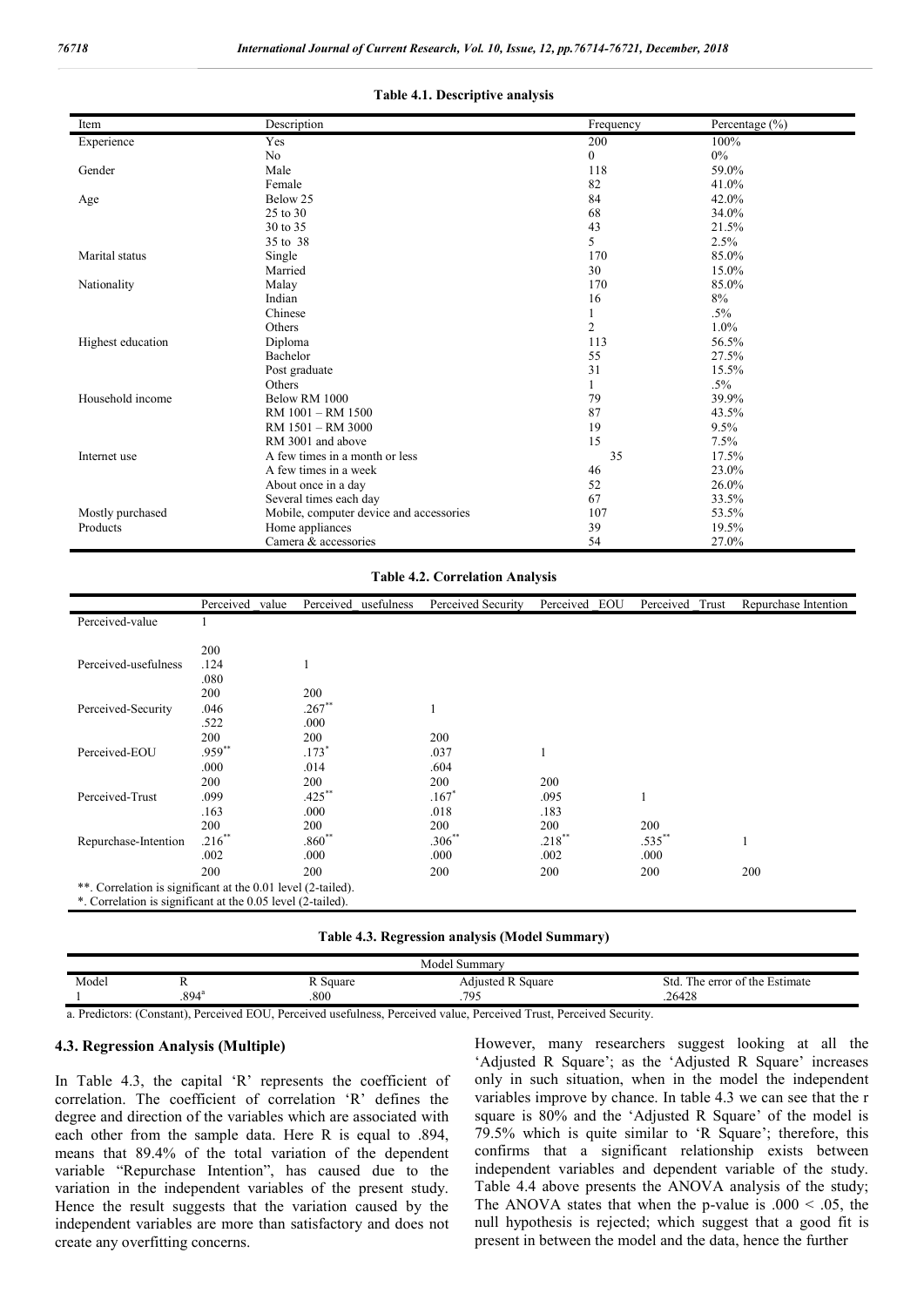**Table 4.1. Descriptive analysis**

| Item | Description | Frequency | Percentage (%) |
|---|---|---|---|
| Experience | Yes | 200 | 100% |
| | No | 0 | 0% |
| Gender | Male | 118 | 59.0% |
| | Female | 82 | 41.0% |
| Age | Below 25 | 84 | 42.0% |
| | 25 to 30 | 68 | 34.0% |
| | 30 to 35 | 43 | 21.5% |
| | 35 to 38 | 5 | 2.5% |
| Marital status | Single | 170 | 85.0% |
| | Married | 30 | 15.0% |
| Nationality | Malay | 170 | 85.0% |
| | Indian | 16 | 8% |
| | Chinese | 1 | .5% |
| | Others | 2 | 1.0% |
| Highest education | Diploma | 113 | 56.5% |
| | Bachelor | 55 | 27.5% |
| | Post graduate | 31 | 15.5% |
| | Others | 1 | .5% |
| Household income | Below RM 1000 | 79 | 39.9% |
| | RM 1001 – RM 1500 | 87 | 43.5% |
| | RM 1501 – RM 3000 | 19 | 9.5% |
| | RM 3001 and above | 15 | 7.5% |
| Internet use | A few times in a month or less | 35 | 17.5% |
| | A few times in a week | 46 | 23.0% |
| | About once in a day | 52 | 26.0% |
| | Several times each day | 67 | 33.5% |
| Mostly purchased Products | Mobile, computer device and accessories | 107 | 53.5% |
| | Home appliances | 39 | 19.5% |
| | Camera & accessories | 54 | 27.0% |

**Table 4.2. Correlation Analysis**

| | Perceived _value | Perceived _usefulness | Perceived Security | Perceived _EOU | Perceived _Trust | Repurchase Intention |
|---|---|---|---|---|---|---|
| Perceived-value | 1 | | | | | |
| | | | | | | |
| | 200 | | | | | |
| Perceived-usefulness | .124 | 1 | | | | |
| | .080 | | | | | |
| | 200 | 200 | | | | |
| Perceived-Security | .046 | .267** | 1 | | | |
| | .522 | .000 | | | | |
| | 200 | 200 | 200 | | | |
| Perceived-EOU | .959** | .173* | .037 | 1 | | |
| | .000 | .014 | .604 | | | |
| | 200 | 200 | 200 | 200 | | |
| Perceived-Trust | .099 | .425** | .167* | .095 | 1 | |
| | .163 | .000 | .018 | .183 | | |
| | 200 | 200 | 200 | 200 | 200 | |
| Repurchase-Intention | .216** | .860** | .306** | .218** | .535** | 1 |
| | .002 | .000 | .000 | .002 | .000 | |
| | 200 | 200 | 200 | 200 | 200 | 200 |

**. Correlation is significant at the 0.01 level (2-tailed).
*. Correlation is significant at the 0.05 level (2-tailed).

**Table 4.3. Regression analysis (Model Summary)**

| Model Summary | | | | |
|---|---|---|---|---|
| Model | R | R Square | Adjusted R Square | Std. The error of the Estimate |
| 1 | .894[a] | .800 | .795 | .26428 |

a. Predictors: (Constant), Perceived EOU, Perceived usefulness, Perceived value, Perceived Trust, Perceived Security.

### 4.3. Regression Analysis (Multiple)

In Table 4.3, the capital 'R' represents the coefficient of correlation. The coefficient of correlation 'R' defines the degree and direction of the variables which are associated with each other from the sample data. Here R is equal to .894, means that 89.4% of the total variation of the dependent variable "Repurchase Intention", has caused due to the variation in the independent variables of the present study. Hence the result suggests that the variation caused by the independent variables are more than satisfactory and does not create any overfitting concerns. However, many researchers suggest looking at all the 'Adjusted R Square'; as the 'Adjusted R Square' increases only in such situation, when in the model the independent variables improve by chance. In table 4.3 we can see that the r square is 80% and the 'Adjusted R Square' of the model is 79.5% which is quite similar to 'R Square'; therefore, this confirms that a significant relationship exists between independent variables and dependent variable of the study. Table 4.4 above presents the ANOVA analysis of the study; The ANOVA states that when the p-value is $.000 < .05$, the null hypothesis is rejected; which suggest that a good fit is present in between the model and the data, hence the further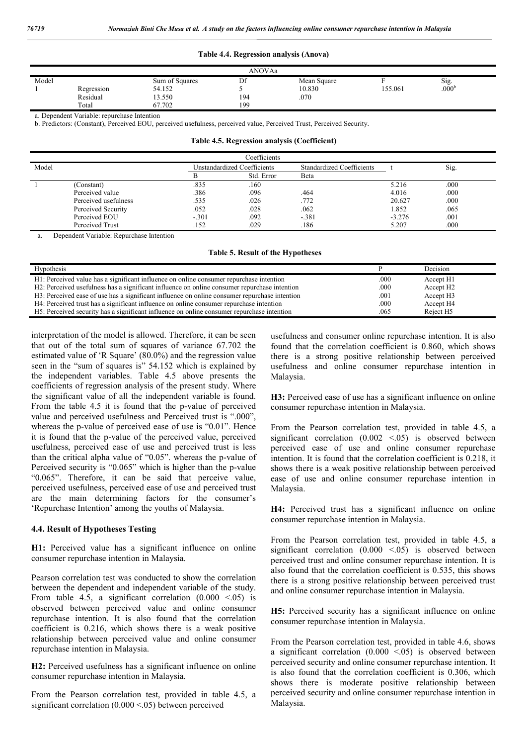**Table 4.4. Regression analysis (Anova)**

| ANOVAa | | | | | | |
|---|---|---|---|---|---|---|
| Model | | Sum of Squares | Df | Mean Square | F | Sig. |
| 1 | Regression | 54.152 | 5 | 10.830 | 155.061 | .000b |
| | Residual | 13.550 | 194 | .070 | | |
| | Total | 67.702 | 199 | | | |

a. Dependent Variable: repurchase Intention

b. Predictors: (Constant), Perceived EOU, perceived usefulness, perceived value, Perceived Trust, Perceived Security.

**Table 4.5. Regression analysis (Coefficient)**

| Coefficients | | | | | | |
|---|---|---|---|---|---|---|
| Model | | Unstandardized Coefficients | | Standardized Coefficients | t | Sig. |
| | | B | Std. Error | Beta | | |
| 1 | (Constant) | .835 | .160 | | 5.216 | .000 |
| | Perceived value | .386 | .096 | .464 | 4.016 | .000 |
| | Perceived usefulness | .535 | .026 | .772 | 20.627 | .000 |
| | Perceived Security | .052 | .028 | .062 | 1.852 | .065 |
| | Perceived EOU | -.301 | .092 | -.381 | -3.276 | .001 |
| | Perceived Trust | .152 | .029 | .186 | 5.207 | .000 |

a. Dependent Variable: Repurchase Intention

**Table 5. Result of the Hypotheses**

| Hypothesis | P | Decision |
|---|---|---|
| H1: Perceived value has a significant influence on online consumer repurchase intention | .000 | Accept H1 |
| H2: Perceived usefulness has a significant influence on online consumer repurchase intention | .000 | Accept H2 |
| H3: Perceived ease of use has a significant influence on online consumer repurchase intention | .001 | Accept H3 |
| H4: Perceived trust has a significant influence on online consumer repurchase intention | .000 | Accept H4 |
| H5: Perceived security has a significant influence on online consumer repurchase intention | .065 | Reject H5 |

interpretation of the model is allowed. Therefore, it can be seen that out of the total sum of squares of variance 67.702 the estimated value of 'R Square' (80.0%) and the regression value seen in the "sum of squares is" 54.152 which is explained by the independent variables. Table 4.5 above presents the coefficients of regression analysis of the present study. Where the significant value of all the independent variable is found. From the table 4.5 it is found that the p-value of perceived value and perceived usefulness and Perceived trust is ".000", whereas the p-value of perceived ease of use is "0.01". Hence it is found that the p-value of the perceived value, perceived usefulness, perceived ease of use and perceived trust is less than the critical alpha value of "0.05". whereas the p-value of Perceived security is "0.065" which is higher than the p-value "0.065". Therefore, it can be said that perceive value, perceived usefulness, perceived ease of use and perceived trust are the main determining factors for the consumer's 'Repurchase Intention' among the youths of Malaysia.

## 4.4. Result of Hypotheses Testing

**H1:** Perceived value has a significant influence on online consumer repurchase intention in Malaysia.

Pearson correlation test was conducted to show the correlation between the dependent and independent variable of the study. From table 4.5, a significant correlation (0.000 <.05) is observed between perceived value and online consumer repurchase intention. It is also found that the correlation coefficient is 0.216, which shows there is a weak positive relationship between perceived value and online consumer repurchase intention in Malaysia.

**H2:** Perceived usefulness has a significant influence on online consumer repurchase intention in Malaysia.

From the Pearson correlation test, provided in table 4.5, a significant correlation (0.000 <.05) between perceived usefulness and consumer online repurchase intention. It is also found that the correlation coefficient is 0.860, which shows there is a strong positive relationship between perceived usefulness and online consumer repurchase intention in Malaysia.

**H3:** Perceived ease of use has a significant influence on online consumer repurchase intention in Malaysia.

From the Pearson correlation test, provided in table 4.5, a significant correlation (0.002 <.05) is observed between perceived ease of use and online consumer repurchase intention. It is found that the correlation coefficient is 0.218, it shows there is a weak positive relationship between perceived ease of use and online consumer repurchase intention in Malaysia.

**H4:** Perceived trust has a significant influence on online consumer repurchase intention in Malaysia.

From the Pearson correlation test, provided in table 4.5, a significant correlation (0.000 <.05) is observed between perceived trust and online consumer repurchase intention. It is also found that the correlation coefficient is 0.535, this shows there is a strong positive relationship between perceived trust and online consumer repurchase intention in Malaysia.

**H5:** Perceived security has a significant influence on online consumer repurchase intention in Malaysia.

From the Pearson correlation test, provided in table 4.6, shows a significant correlation (0.000 <.05) is observed between perceived security and online consumer repurchase intention. It is also found that the correlation coefficient is 0.306, which shows there is moderate positive relationship between perceived security and online consumer repurchase intention in Malaysia.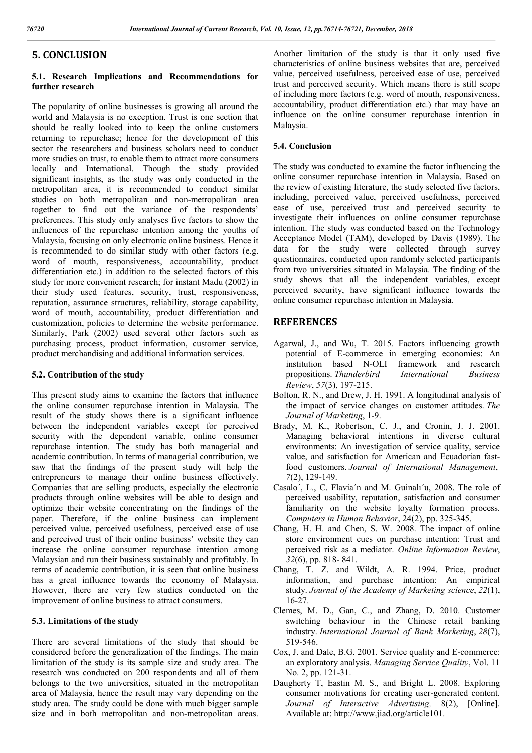# 5. CONCLUSION

### 5.1. Research Implications and Recommendations for further research

The popularity of online businesses is growing all around the world and Malaysia is no exception. Trust is one section that should be really looked into to keep the online customers returning to repurchase; hence for the development of this sector the researchers and business scholars need to conduct more studies on trust, to enable them to attract more consumers locally and International. Though the study provided significant insights, as the study was only conducted in the metropolitan area, it is recommended to conduct similar studies on both metropolitan and non-metropolitan area together to find out the variance of the respondents' preferences. This study only analyses five factors to show the influences of the repurchase intention among the youths of Malaysia, focusing on only electronic online business. Hence it is recommended to do similar study with other factors (e.g. word of mouth, responsiveness, accountability, product differentiation etc.) in addition to the selected factors of this study for more convenient research; for instant Madu (2002) in their study used features, security, trust, responsiveness, reputation, assurance structures, reliability, storage capability, word of mouth, accountability, product differentiation and customization, policies to determine the website performance. Similarly, Park (2002) used several other factors such as purchasing process, product information, customer service, product merchandising and additional information services.

### 5.2. Contribution of the study

This present study aims to examine the factors that influence the online consumer repurchase intention in Malaysia. The result of the study shows there is a significant influence between the independent variables except for perceived security with the dependent variable, online consumer repurchase intention. The study has both managerial and academic contribution. In terms of managerial contribution, we saw that the findings of the present study will help the entrepreneurs to manage their online business effectively. Companies that are selling products, especially the electronic products through online websites will be able to design and optimize their website concentrating on the findings of the paper. Therefore, if the online business can implement perceived value, perceived usefulness, perceived ease of use and perceived trust of their online business' website they can increase the online consumer repurchase intention among Malaysian and run their business sustainably and profitably. In terms of academic contribution, it is seen that online business has a great influence towards the economy of Malaysia. However, there are very few studies conducted on the improvement of online business to attract consumers.

### 5.3. Limitations of the study

There are several limitations of the study that should be considered before the generalization of the findings. The main limitation of the study is its sample size and study area. The research was conducted on 200 respondents and all of them belongs to the two universities, situated in the metropolitan area of Malaysia, hence the result may vary depending on the study area. The study could be done with much bigger sample size and in both metropolitan and non-metropolitan areas. Another limitation of the study is that it only used five characteristics of online business websites that are, perceived value, perceived usefulness, perceived ease of use, perceived trust and perceived security. Which means there is still scope of including more factors (e.g. word of mouth, responsiveness, accountability, product differentiation etc.) that may have an influence on the online consumer repurchase intention in Malaysia.

### 5.4. Conclusion

The study was conducted to examine the factor influencing the online consumer repurchase intention in Malaysia. Based on the review of existing literature, the study selected five factors, including, perceived value, perceived usefulness, perceived ease of use, perceived trust and perceived security to investigate their influences on online consumer repurchase intention. The study was conducted based on the Technology Acceptance Model (TAM), developed by Davis (1989). The data for the study were collected through survey questionnaires, conducted upon randomly selected participants from two universities situated in Malaysia. The finding of the study shows that all the independent variables, except perceived security, have significant influence towards the online consumer repurchase intention in Malaysia.

# REFERENCES

Agarwal, J., and Wu, T. 2015. Factors influencing growth potential of E-commerce in emerging economies: An institution based N-OLI framework and research propositions. *Thunderbird International Business Review*, *57*(3), 197-215.

Bolton, R. N., and Drew, J. H. 1991. A longitudinal analysis of the impact of service changes on customer attitudes. *The Journal of Marketing*, 1-9.

Brady, M. K., Robertson, C. J., and Cronin, J. J. 2001. Managing behavioral intentions in diverse cultural environments: An investigation of service quality, service value, and satisfaction for American and Ecuadorian fast-food customers. *Journal of International Management*, *7*(2), 129-149.

Casalo´, L., C. Flavia´n and M. Guinalı´u, 2008. The role of perceived usability, reputation, satisfaction and consumer familiarity on the website loyalty formation process. *Computers in Human Behavior*, 24(2), pp. 325-345.

Chang, H. H. and Chen, S. W. 2008. The impact of online store environment cues on purchase intention: Trust and perceived risk as a mediator. *Online Information Review*, *32*(6), pp. 818- 841.

Chang, T. Z. and Wildt, A. R. 1994. Price, product information, and purchase intention: An empirical study. *Journal of the Academy of Marketing science*, *22*(1), 16-27.

Clemes, M. D., Gan, C., and Zhang, D. 2010. Customer switching behaviour in the Chinese retail banking industry. *International Journal of Bank Marketing*, *28*(7), 519-546.

Cox, J. and Dale, B.G. 2001. Service quality and E-commerce: an exploratory analysis. *Managing Service Quality*, Vol. 11 No. 2, pp. 121-31.

Daugherty T, Eastin M. S., and Bright L. 2008. Exploring consumer motivations for creating user-generated content. *Journal of Interactive Advertising,* 8(2), [Online]. Available at: http://www.jiad.org/article101.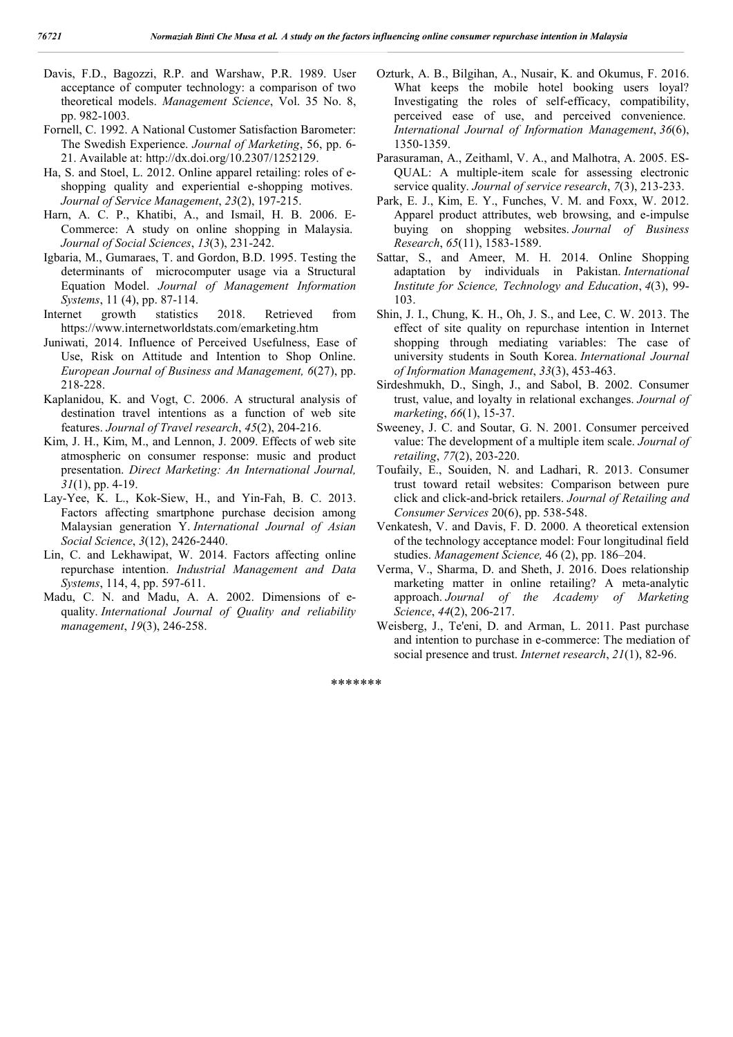Davis, F.D., Bagozzi, R.P. and Warshaw, P.R. 1989. User acceptance of computer technology: a comparison of two theoretical models. *Management Science*, Vol. 35 No. 8, pp. 982-1003.

Fornell, C. 1992. A National Customer Satisfaction Barometer: The Swedish Experience. *Journal of Marketing*, 56, pp. 6-21. Available at: http://dx.doi.org/10.2307/1252129.

Ha, S. and Stoel, L. 2012. Online apparel retailing: roles of e-shopping quality and experiential e-shopping motives. *Journal of Service Management*, *23*(2), 197-215.

Harn, A. C. P., Khatibi, A., and Ismail, H. B. 2006. E-Commerce: A study on online shopping in Malaysia. *Journal of Social Sciences*, *13*(3), 231-242.

Igbaria, M., Gumaraes, T. and Gordon, B.D. 1995. Testing the determinants of microcomputer usage via a Structural Equation Model. *Journal of Management Information Systems*, 11 (4), pp. 87-114.

Internet growth statistics 2018. Retrieved from https://www.internetworldstats.com/emarketing.htm

Juniwati, 2014. Influence of Perceived Usefulness, Ease of Use, Risk on Attitude and Intention to Shop Online. *European Journal of Business and Management, 6*(27), pp. 218-228.

Kaplanidou, K. and Vogt, C. 2006. A structural analysis of destination travel intentions as a function of web site features. *Journal of Travel research*, *45*(2), 204-216.

Kim, J. H., Kim, M., and Lennon, J. 2009. Effects of web site atmospheric on consumer response: music and product presentation. *Direct Marketing: An International Journal, 31*(1), pp. 4-19.

Lay-Yee, K. L., Kok-Siew, H., and Yin-Fah, B. C. 2013. Factors affecting smartphone purchase decision among Malaysian generation Y. *International Journal of Asian Social Science*, *3*(12), 2426-2440.

Lin, C. and Lekhawipat, W. 2014. Factors affecting online repurchase intention. *Industrial Management and Data Systems*, 114, 4, pp. 597-611.

Madu, C. N. and Madu, A. A. 2002. Dimensions of e-quality. *International Journal of Quality and reliability management*, *19*(3), 246-258.

Ozturk, A. B., Bilgihan, A., Nusair, K. and Okumus, F. 2016. What keeps the mobile hotel booking users loyal? Investigating the roles of self-efficacy, compatibility, perceived ease of use, and perceived convenience. *International Journal of Information Management*, *36*(6), 1350-1359.

Parasuraman, A., Zeithaml, V. A., and Malhotra, A. 2005. ES-QUAL: A multiple-item scale for assessing electronic service quality. *Journal of service research*, *7*(3), 213-233.

Park, E. J., Kim, E. Y., Funches, V. M. and Foxx, W. 2012. Apparel product attributes, web browsing, and e-impulse buying on shopping websites. *Journal of Business Research*, *65*(11), 1583-1589.

Sattar, S., and Ameer, M. H. 2014. Online Shopping adaptation by individuals in Pakistan. *International Institute for Science, Technology and Education*, *4*(3), 99-103.

Shin, J. I., Chung, K. H., Oh, J. S., and Lee, C. W. 2013. The effect of site quality on repurchase intention in Internet shopping through mediating variables: The case of university students in South Korea. *International Journal of Information Management*, *33*(3), 453-463.

Sirdeshmukh, D., Singh, J., and Sabol, B. 2002. Consumer trust, value, and loyalty in relational exchanges. *Journal of marketing*, *66*(1), 15-37.

Sweeney, J. C. and Soutar, G. N. 2001. Consumer perceived value: The development of a multiple item scale. *Journal of retailing*, *77*(2), 203-220.

Toufaily, E., Souiden, N. and Ladhari, R. 2013. Consumer trust toward retail websites: Comparison between pure click and click-and-brick retailers. *Journal of Retailing and Consumer Services* 20(6), pp. 538-548.

Venkatesh, V. and Davis, F. D. 2000. A theoretical extension of the technology acceptance model: Four longitudinal field studies. *Management Science,* 46 (2), pp. 186–204.

Verma, V., Sharma, D. and Sheth, J. 2016. Does relationship marketing matter in online retailing? A meta-analytic approach. *Journal of the Academy of Marketing Science*, *44*(2), 206-217.

Weisberg, J., Te'eni, D. and Arman, L. 2011. Past purchase and intention to purchase in e-commerce: The mediation of social presence and trust. *Internet research*, *21*(1), 82-96.

*******